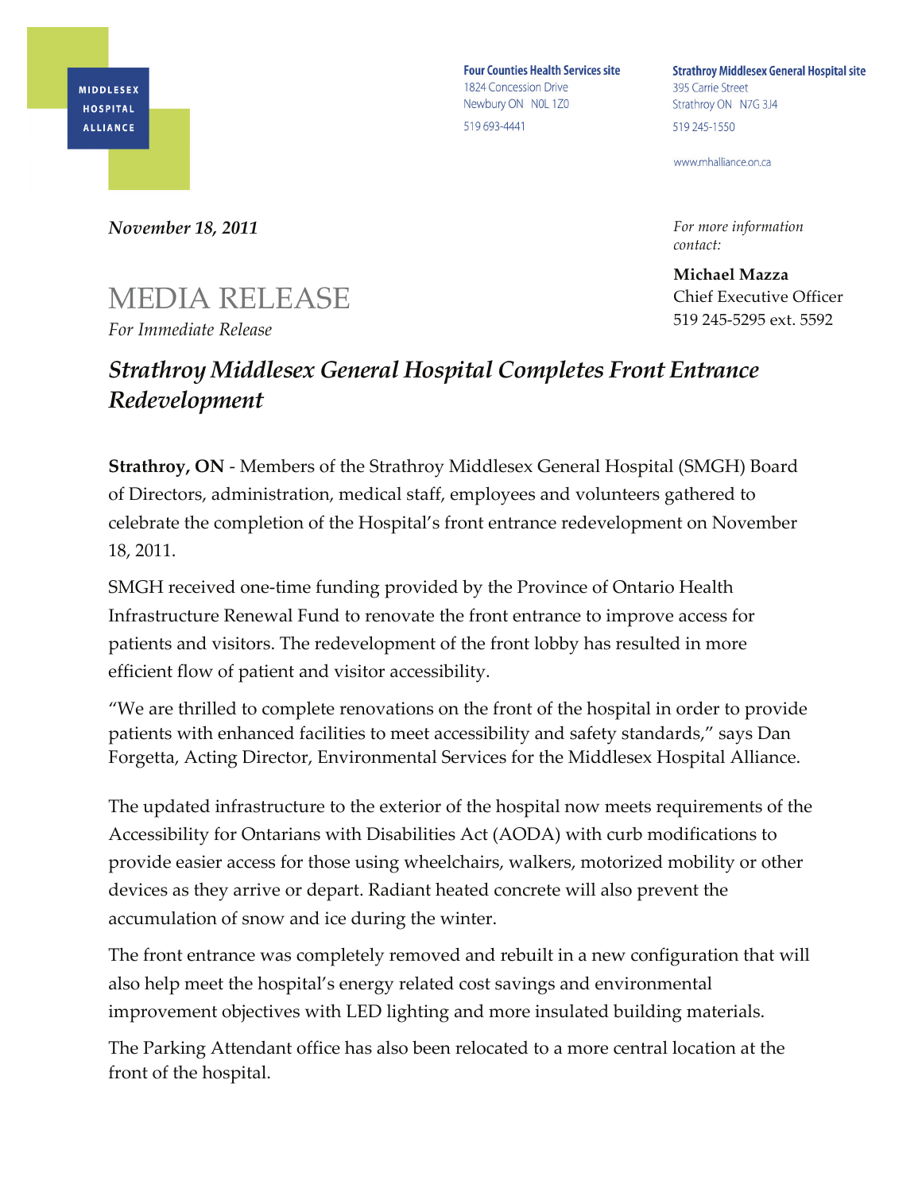MIDDLESEX HOSPITAL ALLIANCE

**Four Counties Health Services site**
1824 Concession Drive
Newbury ON N0L 1Z0
519 693-4441

**Strathroy Middlesex General Hospital site**
395 Carrie Street
Strathroy ON N7G 3J4
519 245-1550

www.mhalliance.on.ca

***November 18, 2011***

*For more information contact:*

**Michael Mazza**
Chief Executive Officer
519 245-5295 ext. 5592

# MEDIA RELEASE

*For Immediate Release*

## *Strathroy Middlesex General Hospital Completes Front Entrance Redevelopment*

**Strathroy, ON** - Members of the Strathroy Middlesex General Hospital (SMGH) Board of Directors, administration, medical staff, employees and volunteers gathered to celebrate the completion of the Hospital's front entrance redevelopment on November 18, 2011.

SMGH received one-time funding provided by the Province of Ontario Health Infrastructure Renewal Fund to renovate the front entrance to improve access for patients and visitors. The redevelopment of the front lobby has resulted in more efficient flow of patient and visitor accessibility.

"We are thrilled to complete renovations on the front of the hospital in order to provide patients with enhanced facilities to meet accessibility and safety standards," says Dan Forgetta, Acting Director, Environmental Services for the Middlesex Hospital Alliance.

The updated infrastructure to the exterior of the hospital now meets requirements of the Accessibility for Ontarians with Disabilities Act (AODA) with curb modifications to provide easier access for those using wheelchairs, walkers, motorized mobility or other devices as they arrive or depart. Radiant heated concrete will also prevent the accumulation of snow and ice during the winter.

The front entrance was completely removed and rebuilt in a new configuration that will also help meet the hospital's energy related cost savings and environmental improvement objectives with LED lighting and more insulated building materials.

The Parking Attendant office has also been relocated to a more central location at the front of the hospital.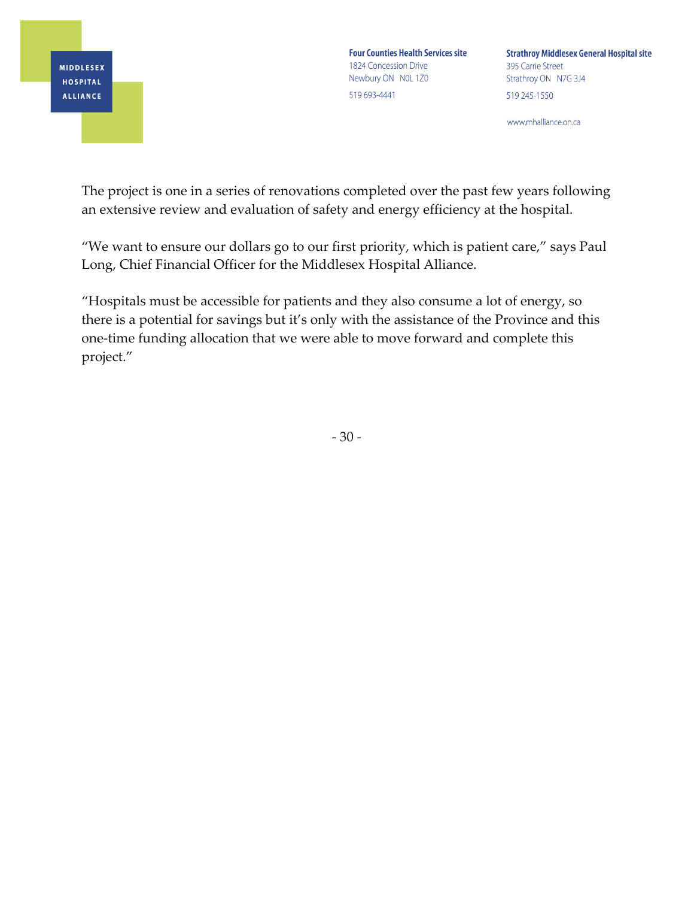The project is one in a series of renovations completed over the past few years following an extensive review and evaluation of safety and energy efficiency at the hospital.

"We want to ensure our dollars go to our first priority, which is patient care," says Paul Long, Chief Financial Officer for the Middlesex Hospital Alliance.

"Hospitals must be accessible for patients and they also consume a lot of energy, so there is a potential for savings but it's only with the assistance of the Province and this one-time funding allocation that we were able to move forward and complete this project."

- 30 -